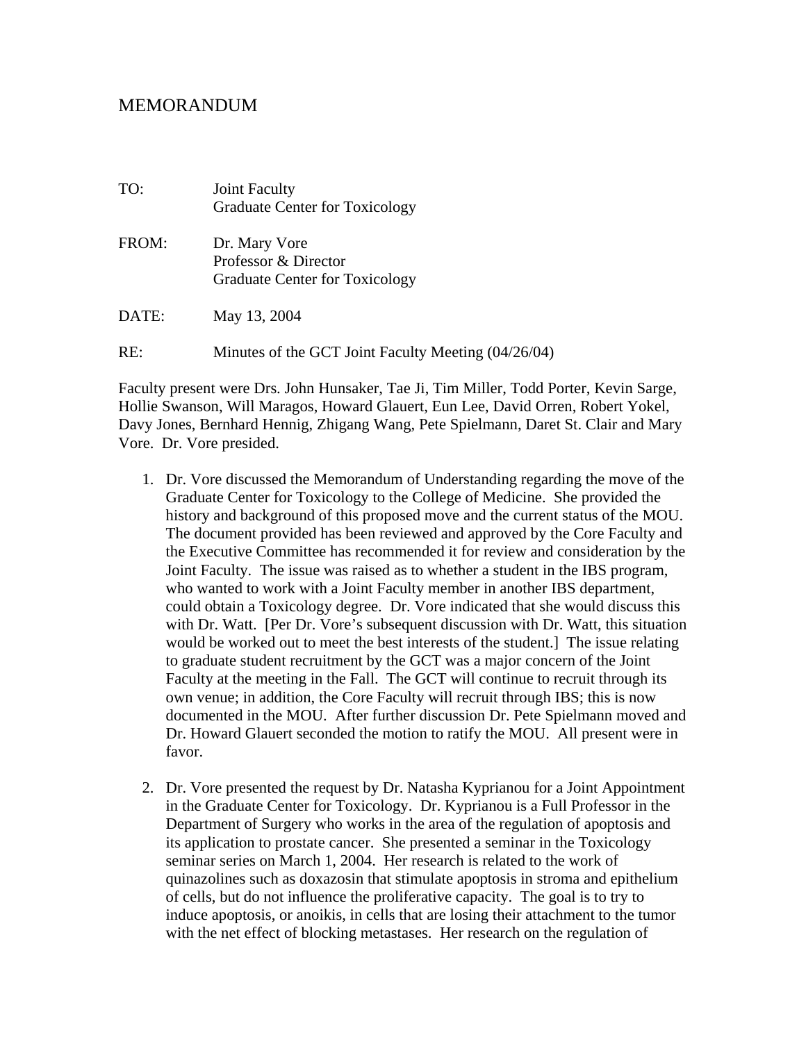# MEMORANDUM

TO: Joint Faculty
Graduate Center for Toxicology

FROM: Dr. Mary Vore
Professor & Director
Graduate Center for Toxicology

DATE: May 13, 2004

RE: Minutes of the GCT Joint Faculty Meeting (04/26/04)

Faculty present were Drs. John Hunsaker, Tae Ji, Tim Miller, Todd Porter, Kevin Sarge, Hollie Swanson, Will Maragos, Howard Glauert, Eun Lee, David Orren, Robert Yokel, Davy Jones, Bernhard Hennig, Zhigang Wang, Pete Spielmann, Daret St. Clair and Mary Vore. Dr. Vore presided.

1. Dr. Vore discussed the Memorandum of Understanding regarding the move of the Graduate Center for Toxicology to the College of Medicine. She provided the history and background of this proposed move and the current status of the MOU. The document provided has been reviewed and approved by the Core Faculty and the Executive Committee has recommended it for review and consideration by the Joint Faculty. The issue was raised as to whether a student in the IBS program, who wanted to work with a Joint Faculty member in another IBS department, could obtain a Toxicology degree. Dr. Vore indicated that she would discuss this with Dr. Watt. [Per Dr. Vore's subsequent discussion with Dr. Watt, this situation would be worked out to meet the best interests of the student.] The issue relating to graduate student recruitment by the GCT was a major concern of the Joint Faculty at the meeting in the Fall. The GCT will continue to recruit through its own venue; in addition, the Core Faculty will recruit through IBS; this is now documented in the MOU. After further discussion Dr. Pete Spielmann moved and Dr. Howard Glauert seconded the motion to ratify the MOU. All present were in favor.

2. Dr. Vore presented the request by Dr. Natasha Kyprianou for a Joint Appointment in the Graduate Center for Toxicology. Dr. Kyprianou is a Full Professor in the Department of Surgery who works in the area of the regulation of apoptosis and its application to prostate cancer. She presented a seminar in the Toxicology seminar series on March 1, 2004. Her research is related to the work of quinazolines such as doxazosin that stimulate apoptosis in stroma and epithelium of cells, but do not influence the proliferative capacity. The goal is to try to induce apoptosis, or anoikis, in cells that are losing their attachment to the tumor with the net effect of blocking metastases. Her research on the regulation of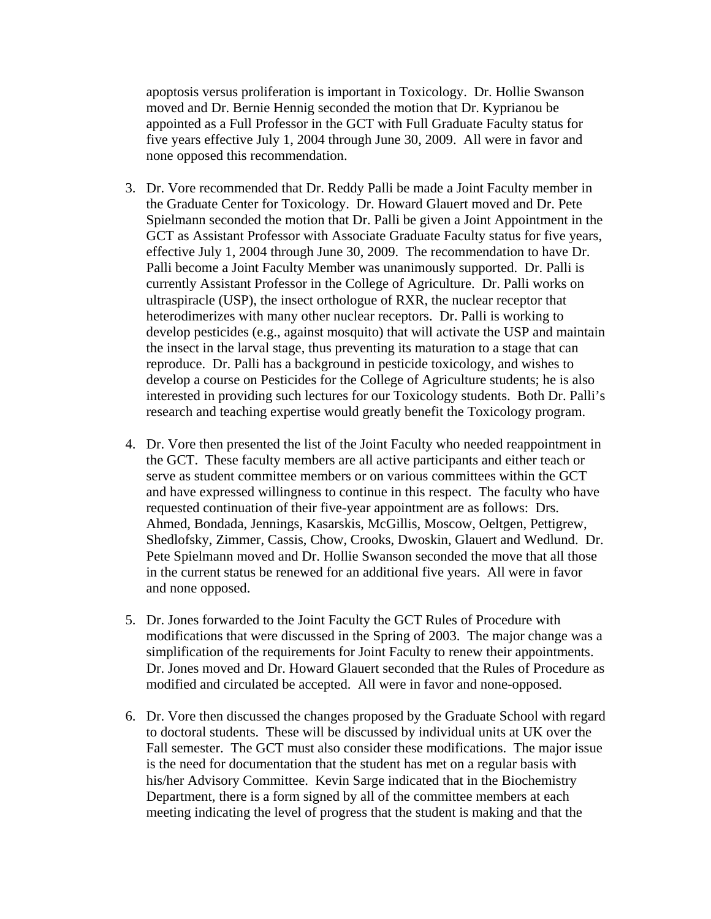apoptosis versus proliferation is important in Toxicology. Dr. Hollie Swanson moved and Dr. Bernie Hennig seconded the motion that Dr. Kyprianou be appointed as a Full Professor in the GCT with Full Graduate Faculty status for five years effective July 1, 2004 through June 30, 2009. All were in favor and none opposed this recommendation.

3. Dr. Vore recommended that Dr. Reddy Palli be made a Joint Faculty member in the Graduate Center for Toxicology. Dr. Howard Glauert moved and Dr. Pete Spielmann seconded the motion that Dr. Palli be given a Joint Appointment in the GCT as Assistant Professor with Associate Graduate Faculty status for five years, effective July 1, 2004 through June 30, 2009. The recommendation to have Dr. Palli become a Joint Faculty Member was unanimously supported. Dr. Palli is currently Assistant Professor in the College of Agriculture. Dr. Palli works on ultraspiracle (USP), the insect orthologue of RXR, the nuclear receptor that heterodimerizes with many other nuclear receptors. Dr. Palli is working to develop pesticides (e.g., against mosquito) that will activate the USP and maintain the insect in the larval stage, thus preventing its maturation to a stage that can reproduce. Dr. Palli has a background in pesticide toxicology, and wishes to develop a course on Pesticides for the College of Agriculture students; he is also interested in providing such lectures for our Toxicology students. Both Dr. Palli's research and teaching expertise would greatly benefit the Toxicology program.

4. Dr. Vore then presented the list of the Joint Faculty who needed reappointment in the GCT. These faculty members are all active participants and either teach or serve as student committee members or on various committees within the GCT and have expressed willingness to continue in this respect. The faculty who have requested continuation of their five-year appointment are as follows: Drs. Ahmed, Bondada, Jennings, Kasarskis, McGillis, Moscow, Oeltgen, Pettigrew, Shedlofsky, Zimmer, Cassis, Chow, Crooks, Dwoskin, Glauert and Wedlund. Dr. Pete Spielmann moved and Dr. Hollie Swanson seconded the move that all those in the current status be renewed for an additional five years. All were in favor and none opposed.

5. Dr. Jones forwarded to the Joint Faculty the GCT Rules of Procedure with modifications that were discussed in the Spring of 2003. The major change was a simplification of the requirements for Joint Faculty to renew their appointments. Dr. Jones moved and Dr. Howard Glauert seconded that the Rules of Procedure as modified and circulated be accepted. All were in favor and none-opposed.

6. Dr. Vore then discussed the changes proposed by the Graduate School with regard to doctoral students. These will be discussed by individual units at UK over the Fall semester. The GCT must also consider these modifications. The major issue is the need for documentation that the student has met on a regular basis with his/her Advisory Committee. Kevin Sarge indicated that in the Biochemistry Department, there is a form signed by all of the committee members at each meeting indicating the level of progress that the student is making and that the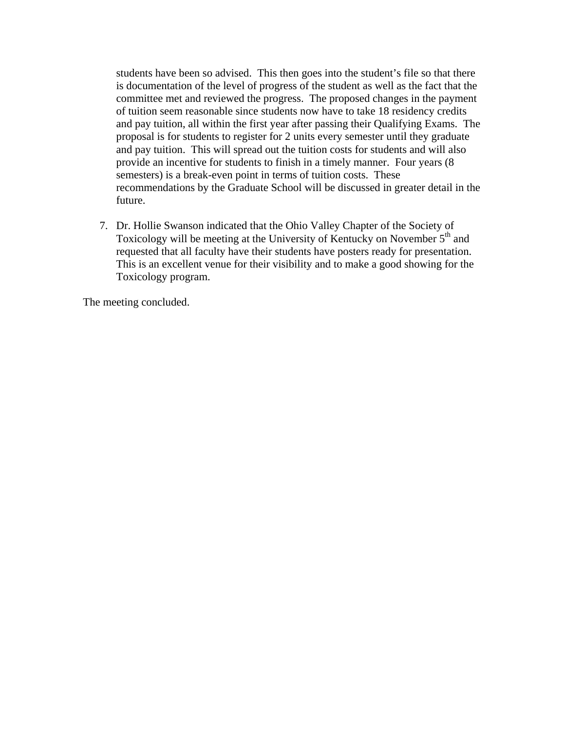students have been so advised. This then goes into the student's file so that there is documentation of the level of progress of the student as well as the fact that the committee met and reviewed the progress. The proposed changes in the payment of tuition seem reasonable since students now have to take 18 residency credits and pay tuition, all within the first year after passing their Qualifying Exams. The proposal is for students to register for 2 units every semester until they graduate and pay tuition. This will spread out the tuition costs for students and will also provide an incentive for students to finish in a timely manner. Four years (8 semesters) is a break-even point in terms of tuition costs. These recommendations by the Graduate School will be discussed in greater detail in the future.

7. Dr. Hollie Swanson indicated that the Ohio Valley Chapter of the Society of Toxicology will be meeting at the University of Kentucky on November 5th and requested that all faculty have their students have posters ready for presentation. This is an excellent venue for their visibility and to make a good showing for the Toxicology program.

The meeting concluded.